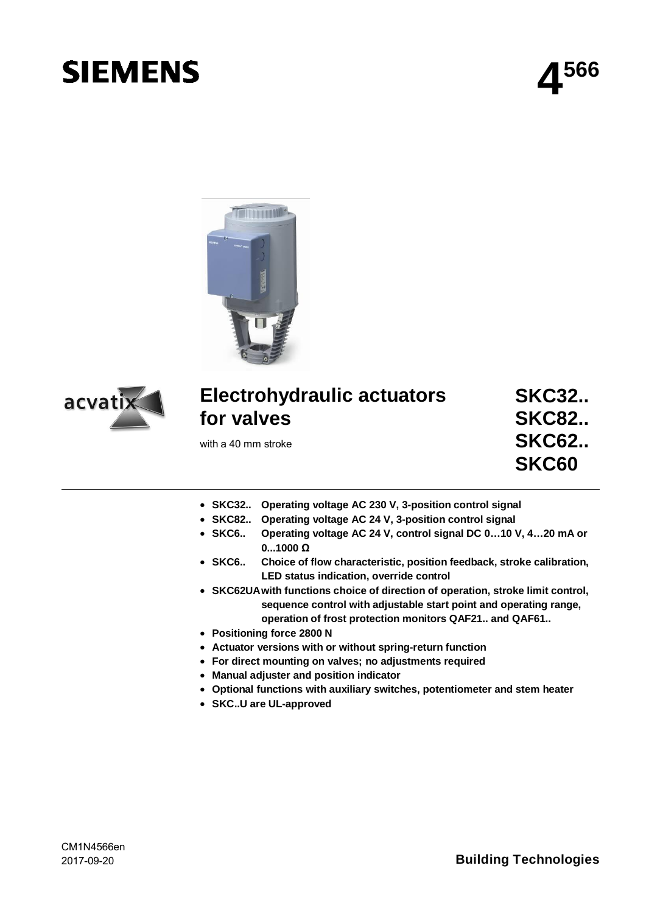# SIEMENS

**4566**

# Electrohydraulic actuators for valves

with a 40 mm stroke

**SKC32..**
**SKC82..**
**SKC62..**
**SKC60**

- **SKC32.. Operating voltage AC 230 V, 3-position control signal**
- **SKC82.. Operating voltage AC 24 V, 3-position control signal**
- **SKC6.. Operating voltage AC 24 V, control signal DC 0…10 V, 4…20 mA or 0...1000 Ω**
- **SKC6.. Choice of flow characteristic, position feedback, stroke calibration, LED status indication, override control**
- **SKC62UA with functions choice of direction of operation, stroke limit control, sequence control with adjustable start point and operating range, operation of frost protection monitors QAF21.. and QAF61..**
- **Positioning force 2800 N**
- **Actuator versions with or without spring-return function**
- **For direct mounting on valves; no adjustments required**
- **Manual adjuster and position indicator**
- **Optional functions with auxiliary switches, potentiometer and stem heater**
- **SKC..U are UL-approved**

CM1N4566en
2017-09-20

**Building Technologies**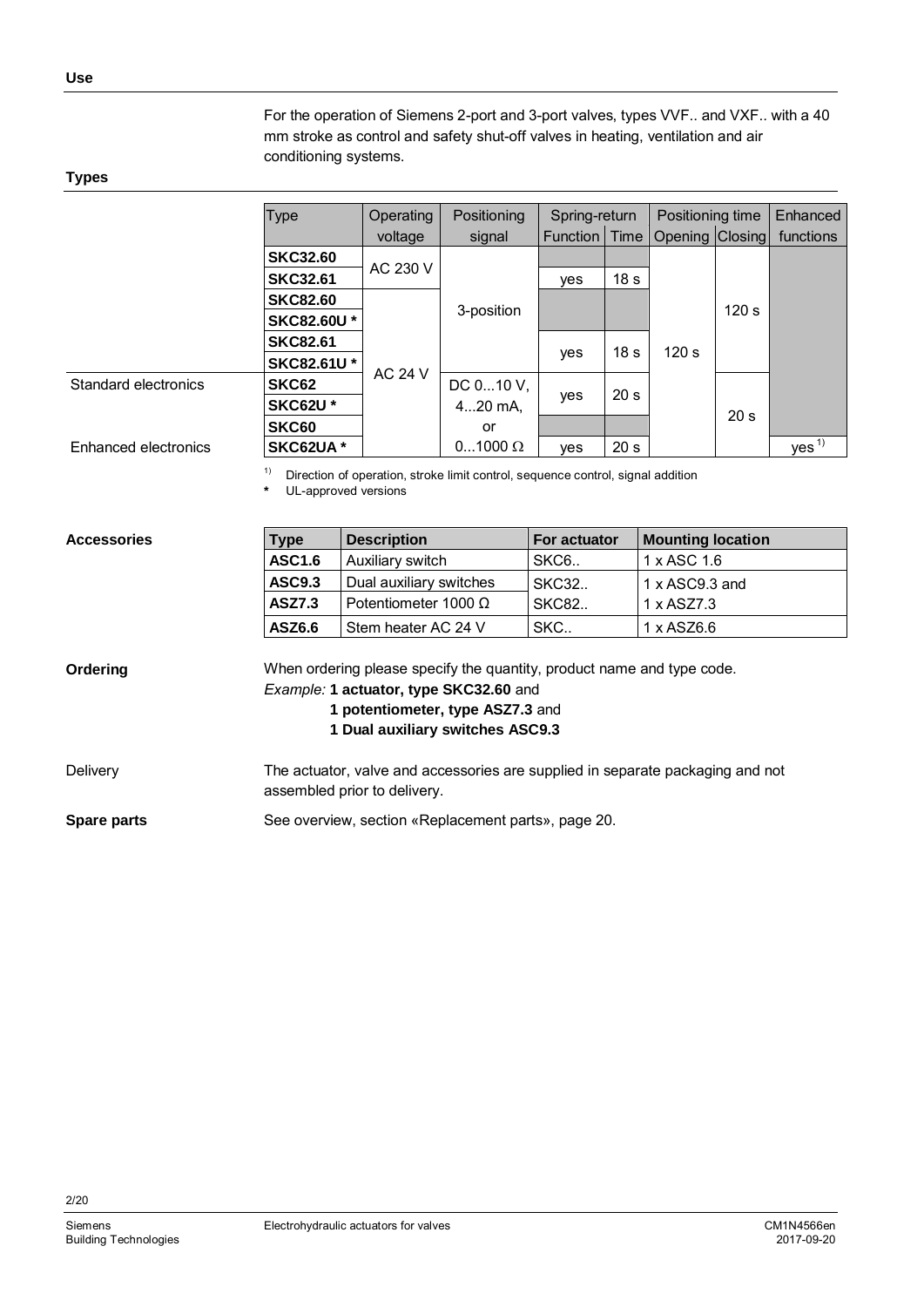## Use

For the operation of Siemens 2-port and 3-port valves, types VVF.. and VXF.. with a 40 mm stroke as control and safety shut-off valves in heating, ventilation and air conditioning systems.

## Types

| | Type | Operating voltage | Positioning signal | Spring-return | | Positioning time | | Enhanced functions |
|---|---|---|---|---|---|---|---|---|
| | | | | Function | Time | Opening | Closing | |
| | **SKC32.60** | AC 230 V | 3-position | | | 120 s | 120 s | |
| | **SKC32.61** | | | yes | 18 s | | | |
| | **SKC82.60** | AC 24 V | | | | | | |
| | **SKC82.60U *** | | | | | | | |
| | **SKC82.61** | | | yes | 18 s | | | |
| | **SKC82.61U *** | | | | | | | |
| Standard electronics | **SKC62** | | DC 0...10 V, 4...20 mA, or 0...1000 Ω | yes | 20 s | | 20 s | |
| | **SKC62U *** | | | | | | | |
| | **SKC60** | | | | | | | |
| Enhanced electronics | **SKC62UA *** | | | yes | 20 s | | | yes [1] |

[1] Direction of operation, stroke limit control, sequence control, signal addition

**\*** UL-approved versions

## Accessories

| Type | Description | For actuator | Mounting location |
|---|---|---|---|
| **ASC1.6** | Auxiliary switch | SKC6.. | 1 x ASC 1.6 |
| **ASC9.3** | Dual auxiliary switches | SKC32.. | 1 x ASC9.3 and |
| **ASZ7.3** | Potentiometer 1000 Ω | SKC82.. | 1 x ASZ7.3 |
| **ASZ6.6** | Stem heater AC 24 V | SKC.. | 1 x ASZ6.6 |

## Ordering

When ordering please specify the quantity, product name and type code.

*Example:* **1 actuator, type SKC32.60** and
**1 potentiometer, type ASZ7.3** and
**1 Dual auxiliary switches ASC9.3**

Delivery

The actuator, valve and accessories are supplied in separate packaging and not assembled prior to delivery.

## Spare parts

See overview, section «Replacement parts», page 20.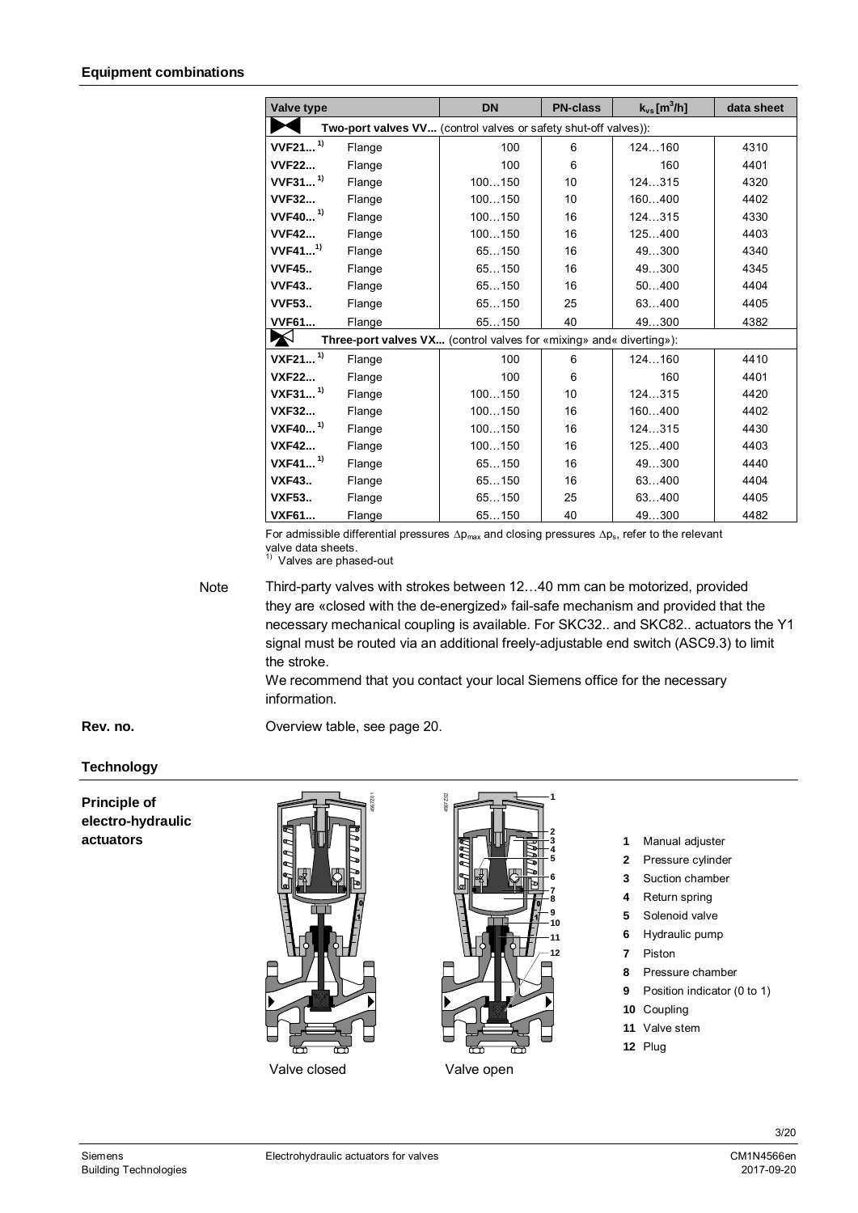## Equipment combinations

| Valve type | | DN | PN-class | $k_{vs}$ [$m^3$/h] | data sheet |
|---|---|---|---|---|---|
| **Two-port valves VV...** (control valves or safety shut-off valves)): | | | | | |
| **VVF21...** 1) | Flange | 100 | 6 | 124…160 | 4310 |
| **VVF22...** | Flange | 100 | 6 | 160 | 4401 |
| **VVF31...** 1) | Flange | 100…150 | 10 | 124…315 | 4320 |
| **VVF32...** | Flange | 100…150 | 10 | 160…400 | 4402 |
| **VVF40...** 1) | Flange | 100…150 | 16 | 124…315 | 4330 |
| **VVF42...** | Flange | 100…150 | 16 | 125…400 | 4403 |
| **VVF41...** 1) | Flange | 65…150 | 16 | 49…300 | 4340 |
| **VVF45..** | Flange | 65…150 | 16 | 49…300 | 4345 |
| **VVF43..** | Flange | 65…150 | 16 | 50…400 | 4404 |
| **VVF53..** | Flange | 65…150 | 25 | 63…400 | 4405 |
| **VVF61...** | Flange | 65…150 | 40 | 49…300 | 4382 |
| **Three-port valves VX...** (control valves for «mixing» and« diverting»): | | | | | |
| **VXF21...** 1) | Flange | 100 | 6 | 124…160 | 4410 |
| **VXF22...** | Flange | 100 | 6 | 160 | 4401 |
| **VXF31...** 1) | Flange | 100…150 | 10 | 124…315 | 4420 |
| **VXF32...** | Flange | 100…150 | 16 | 160…400 | 4402 |
| **VXF40...** 1) | Flange | 100…150 | 16 | 124…315 | 4430 |
| **VXF42...** | Flange | 100…150 | 16 | 125…400 | 4403 |
| **VXF41...** 1) | Flange | 65…150 | 16 | 49…300 | 4440 |
| **VXF43..** | Flange | 65…150 | 16 | 63…400 | 4404 |
| **VXF53..** | Flange | 65…150 | 25 | 63…400 | 4405 |
| **VXF61...** | Flange | 65…150 | 40 | 49…300 | 4482 |

For admissible differential pressures $\Delta p_{max}$ and closing pressures $\Delta p_s$, refer to the relevant valve data sheets.
1) Valves are phased-out

**Note**

Third-party valves with strokes between 12…40 mm can be motorized, provided they are «closed with the de-energized» fail-safe mechanism and provided that the necessary mechanical coupling is available. For SKC32.. and SKC82.. actuators the Y1 signal must be routed via an additional freely-adjustable end switch (ASC9.3) to limit the stroke.
We recommend that you contact your local Siemens office for the necessary information.

**Rev. no.**

Overview table, see page 20.

## Technology

**Principle of electro-hydraulic actuators**

Valve closed

Valve open

1. Manual adjuster
2. Pressure cylinder
3. Suction chamber
4. Return spring
5. Solenoid valve
6. Hydraulic pump
7. Piston
8. Pressure chamber
9. Position indicator (0 to 1)
10. Coupling
11. Valve stem
12. Plug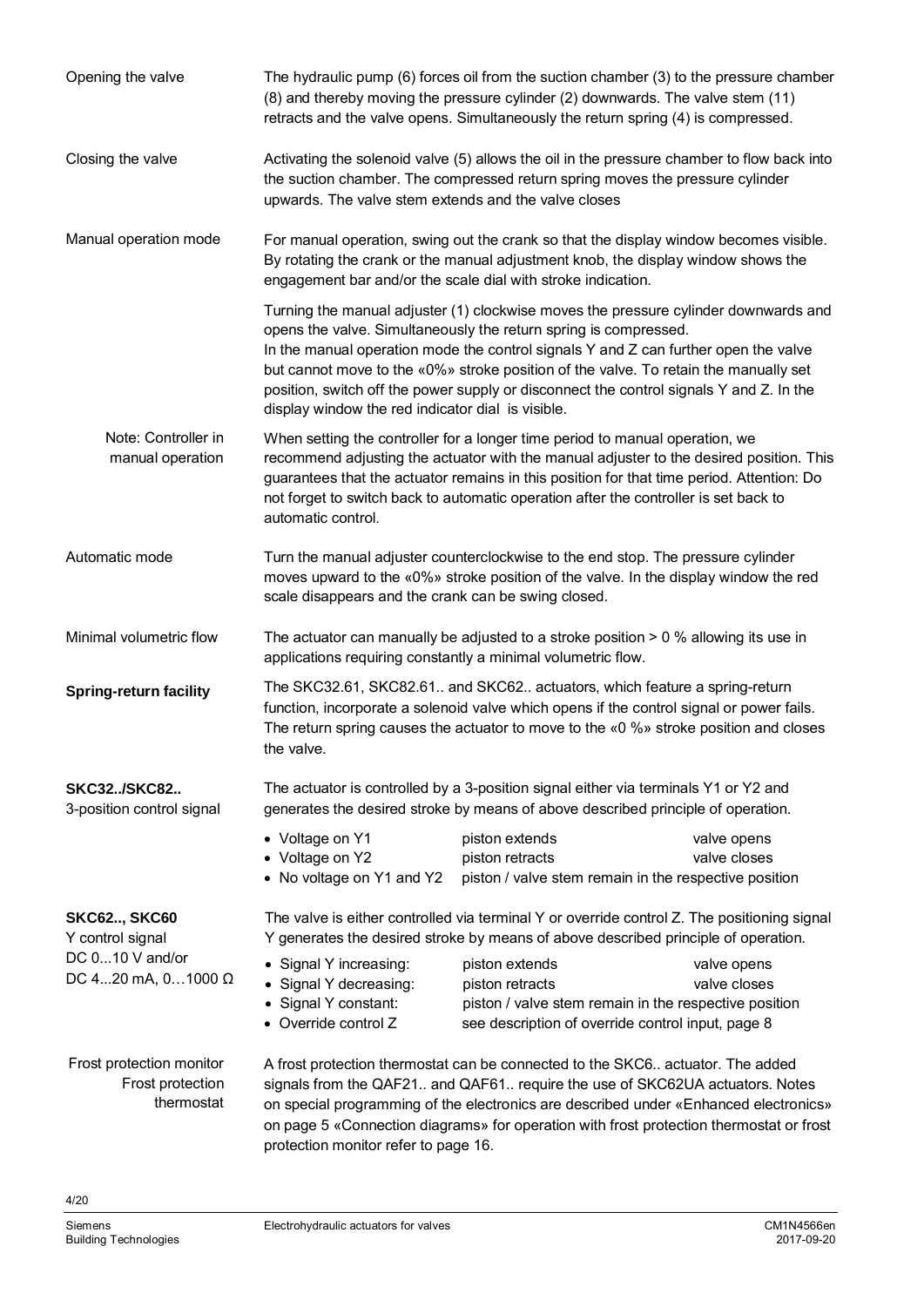**Opening the valve**

The hydraulic pump (6) forces oil from the suction chamber (3) to the pressure chamber (8) and thereby moving the pressure cylinder (2) downwards. The valve stem (11) retracts and the valve opens. Simultaneously the return spring (4) is compressed.

**Closing the valve**

Activating the solenoid valve (5) allows the oil in the pressure chamber to flow back into the suction chamber. The compressed return spring moves the pressure cylinder upwards. The valve stem extends and the valve closes

**Manual operation mode**

For manual operation, swing out the crank so that the display window becomes visible. By rotating the crank or the manual adjustment knob, the display window shows the engagement bar and/or the scale dial with stroke indication.

Turning the manual adjuster (1) clockwise moves the pressure cylinder downwards and opens the valve. Simultaneously the return spring is compressed.
In the manual operation mode the control signals Y and Z can further open the valve but cannot move to the «0%» stroke position of the valve. To retain the manually set position, switch off the power supply or disconnect the control signals Y and Z. In the display window the red indicator dial is visible.

**Note: Controller in manual operation**

When setting the controller for a longer time period to manual operation, we recommend adjusting the actuator with the manual adjuster to the desired position. This guarantees that the actuator remains in this position for that time period. Attention: Do not forget to switch back to automatic operation after the controller is set back to automatic control.

**Automatic mode**

Turn the manual adjuster counterclockwise to the end stop. The pressure cylinder moves upward to the «0%» stroke position of the valve. In the display window the red scale disappears and the crank can be swing closed.

**Minimal volumetric flow**

The actuator can manually be adjusted to a stroke position > 0 % allowing its use in applications requiring constantly a minimal volumetric flow.

## Spring-return facility

The SKC32.61, SKC82.61.. and SKC62.. actuators, which feature a spring-return function, incorporate a solenoid valve which opens if the control signal or power fails. The return spring causes the actuator to move to the «0 %» stroke position and closes the valve.

## SKC32../SKC82..

3-position control signal

The actuator is controlled by a 3-position signal either via terminals Y1 or Y2 and generates the desired stroke by means of above described principle of operation.

- Voltage on Y1 — piston extends — valve opens
- Voltage on Y2 — piston retracts — valve closes
- No voltage on Y1 and Y2 — piston / valve stem remain in the respective position

## SKC62.., SKC60

Y control signal
DC 0...10 V and/or
DC 4...20 mA, 0…1000 Ω

The valve is either controlled via terminal Y or override control Z. The positioning signal Y generates the desired stroke by means of above described principle of operation.

- Signal Y increasing: — piston extends — valve opens
- Signal Y decreasing: — piston retracts — valve closes
- Signal Y constant: — piston / valve stem remain in the respective position
- Override control Z — see description of override control input, page 8

**Frost protection monitor**
**Frost protection thermostat**

A frost protection thermostat can be connected to the SKC6.. actuator. The added signals from the QAF21.. and QAF61.. require the use of SKC62UA actuators. Notes on special programming of the electronics are described under «Enhanced electronics» on page 5 «Connection diagrams» for operation with frost protection thermostat or frost protection monitor refer to page 16.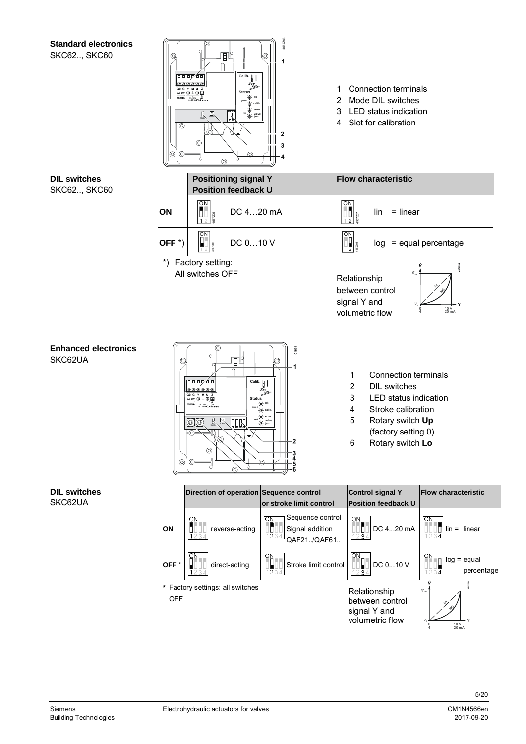**Standard electronics**
SKC62.., SKC60

1 Connection terminals
2 Mode DIL switches
3 LED status indication
4 Slot for calibration

**DIL switches**
SKC62.., SKC60

| | Positioning signal Y Position feedback U | Flow characteristic |
|---|---|---|
| ON | DC 4…20 mA | lin = linear |
| OFF *) | DC 0…10 V | log = equal percentage |

*) Factory setting: All switches OFF

Relationship between control signal Y and volumetric flow

**Enhanced electronics**
SKC62UA

1 Connection terminals
2 DIL switches
3 LED status indication
4 Stroke calibration
5 Rotary switch **Up** (factory setting 0)
6 Rotary switch **Lo**

**DIL switches**
SKC62UA

| | Direction of operation | Sequence control or stroke limit control | Control signal Y Position feedback U | Flow characteristic |
|---|---|---|---|---|
| ON | reverse-acting | Sequence control Signal addition QAF21../QAF61.. | DC 4...20 mA | lin = linear |
| OFF * | direct-acting | Stroke limit control | DC 0...10 V | log = equal percentage |

* Factory settings: all switches OFF

Relationship between control signal Y and volumetric flow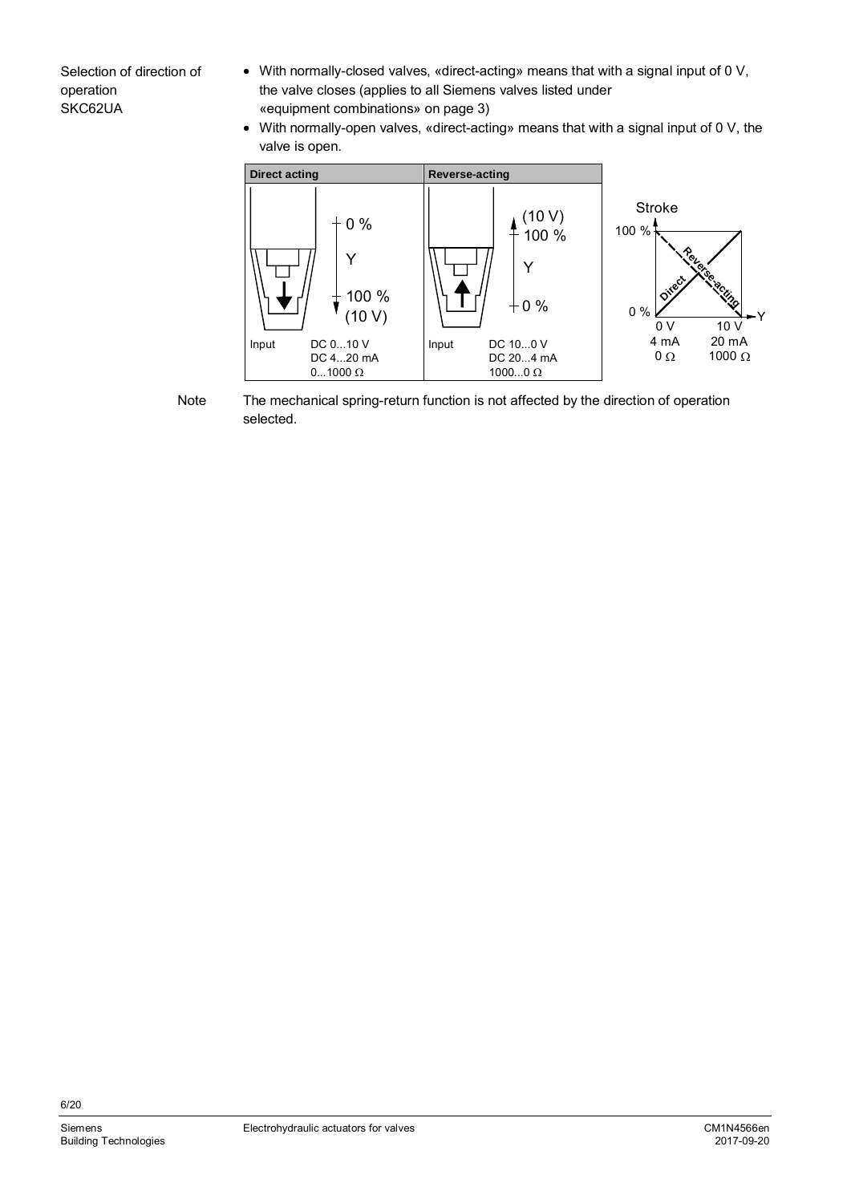Selection of direction of operation SKC62UA

- With normally-closed valves, «direct-acting» means that with a signal input of 0 V, the valve closes (applies to all Siemens valves listed under «equipment combinations» on page 3)
- With normally-open valves, «direct-acting» means that with a signal input of 0 V, the valve is open.

| Direct acting | | Reverse-acting | |
|---|---|---|---|
| 0 % … Y … 100 % (10 V) | | (10 V) 100 % … Y … 0 % | |
| Input | DC 0...10 V<br>DC 4...20 mA<br>0...1000 Ω | Input | DC 10...0 V<br>DC 20...4 mA<br>1000...0 Ω |

Stroke: 0 % … 100 %; Y: 0 V / 4 mA / 0 Ω … 10 V / 20 mA / 1000 Ω; Direct; Reverse-acting

Note: The mechanical spring-return function is not affected by the direction of operation selected.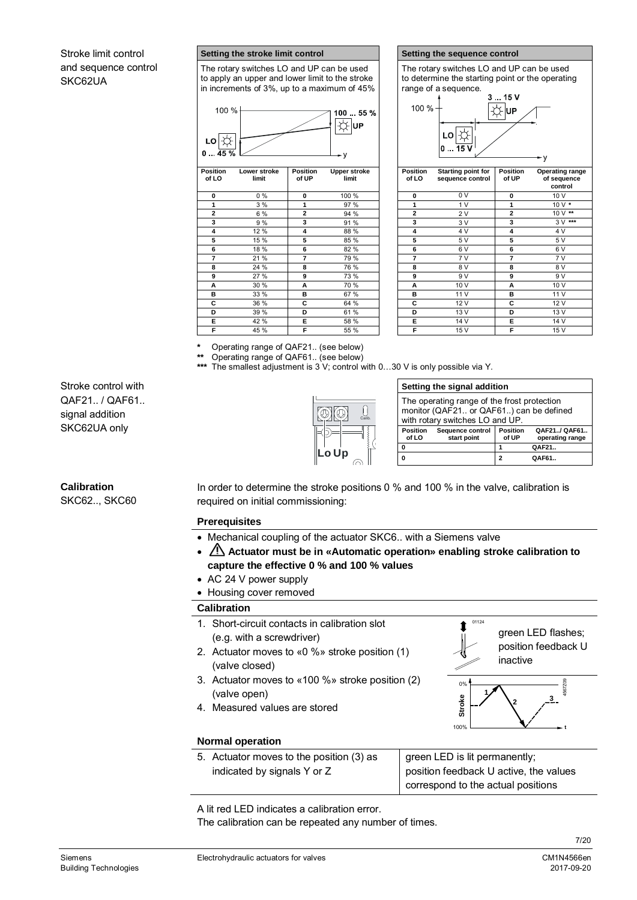Stroke limit control and sequence control SKC62UA

**Setting the stroke limit control**

The rotary switches LO and UP can be used to apply an upper and lower limit to the stroke in increments of 3%, up to a maximum of 45%

| Position of LO | Lower stroke limit | Position of UP | Upper stroke limit |
|---|---|---|---|
| 0 | 0 % | 0 | 100 % |
| 1 | 3 % | 1 | 97 % |
| 2 | 6 % | 2 | 94 % |
| 3 | 9 % | 3 | 91 % |
| 4 | 12 % | 4 | 88 % |
| 5 | 15 % | 5 | 85 % |
| 6 | 18 % | 6 | 82 % |
| 7 | 21 % | 7 | 79 % |
| 8 | 24 % | 8 | 76 % |
| 9 | 27 % | 9 | 73 % |
| A | 30 % | A | 70 % |
| B | 33 % | B | 67 % |
| C | 36 % | C | 64 % |
| D | 39 % | D | 61 % |
| E | 42 % | E | 58 % |
| F | 45 % | F | 55 % |

**Setting the sequence control**

The rotary switches LO and UP can be used to determine the starting point or the operating range of a sequence.

| Position of LO | Starting point for sequence control | Position of UP | Operating range of sequence control |
|---|---|---|---|
| 0 | 0 V | 0 | 10 V |
| 1 | 1 V | 1 | 10 V * |
| 2 | 2 V | 2 | 10 V ** |
| 3 | 3 V | 3 | 3 V *** |
| 4 | 4 V | 4 | 4 V |
| 5 | 5 V | 5 | 5 V |
| 6 | 6 V | 6 | 6 V |
| 7 | 7 V | 7 | 7 V |
| 8 | 8 V | 8 | 8 V |
| 9 | 9 V | 9 | 9 V |
| A | 10 V | A | 10 V |
| B | 11 V | B | 11 V |
| C | 12 V | C | 12 V |
| D | 13 V | D | 13 V |
| E | 14 V | E | 14 V |
| F | 15 V | F | 15 V |

\* Operating range of QAF21.. (see below)
\** Operating range of QAF61.. (see below)
\*** The smallest adjustment is 3 V; control with 0…30 V is only possible via Y.

Stroke control with QAF21.. / QAF61.. signal addition SKC62UA only

**Setting the signal addition**

The operating range of the frost protection monitor (QAF21.. or QAF61..) can be defined with rotary switches LO and UP.

| Position of LO | Sequence control start point | Position of UP | QAF21../ QAF61.. operating range |
|---|---|---|---|
| 0 | | 1 | QAF21.. |
| 0 | | 2 | QAF61.. |

## Calibration

SKC62.., SKC60

In order to determine the stroke positions 0 % and 100 % in the valve, calibration is required on initial commissioning:

**Prerequisites**

- Mechanical coupling of the actuator SKC6.. with a Siemens valve
- ⚠ **Actuator must be in «Automatic operation» enabling stroke calibration to capture the effective 0 % and 100 % values**
- AC 24 V power supply
- Housing cover removed

**Calibration**

1. Short-circuit contacts in calibration slot (e.g. with a screwdriver)
2. Actuator moves to «0 %» stroke position (1) (valve closed)
3. Actuator moves to «100 %» stroke position (2) (valve open)
4. Measured values are stored

green LED flashes; position feedback U inactive

**Normal operation**

5. Actuator moves to the position (3) as indicated by signals Y or Z

green LED is lit permanently; position feedback U active, the values correspond to the actual positions

A lit red LED indicates a calibration error.
The calibration can be repeated any number of times.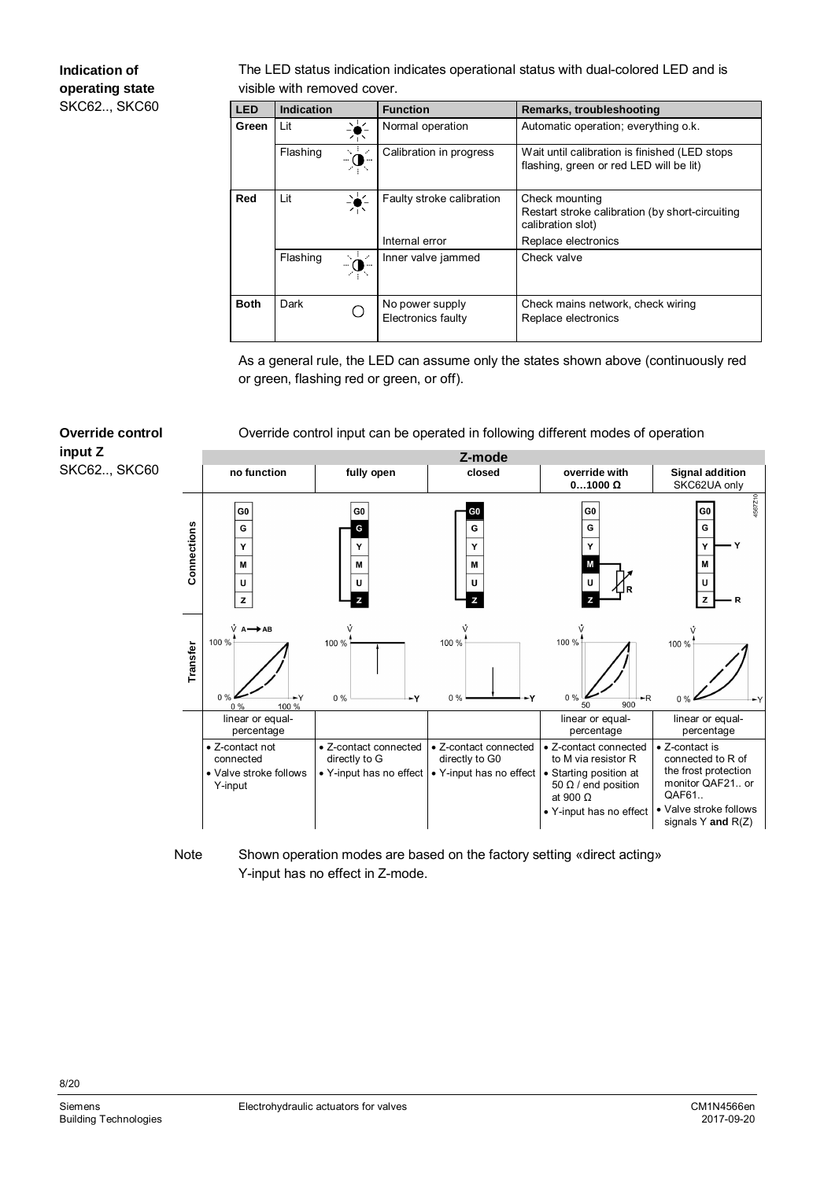## Indication of operating state
SKC62.., SKC60

The LED status indication indicates operational status with dual-colored LED and is visible with removed cover.

| LED | Indication | Function | Remarks, troubleshooting |
|---|---|---|---|
| Green | Lit | Normal operation | Automatic operation; everything o.k. |
| | Flashing | Calibration in progress | Wait until calibration is finished (LED stops flashing, green or red LED will be lit) |
| Red | Lit | Faulty stroke calibration | Check mounting<br>Restart stroke calibration (by short-circuiting calibration slot) |
| | | Internal error | Replace electronics |
| | Flashing | Inner valve jammed | Check valve |
| Both | Dark | No power supply<br>Electronics faulty | Check mains network, check wiring<br>Replace electronics |

As a general rule, the LED can assume only the states shown above (continuously red or green, flashing red or green, or off).

## Override control input Z
SKC62.., SKC60

Override control input can be operated in following different modes of operation

| Z-mode | no function | fully open | closed | override with 0…1000 Ω | Signal addition SKC62UA only |
|---|---|---|---|---|---|
| Connections | G0, G, Y, M, U, Z | G connected to Z | G0 connected to Z | R between M and Z | Y to Y; R to Z |
| Transfer | linear or equal-percentage | | | linear or equal-percentage | linear or equal-percentage |
| | • Z-contact not connected<br>• Valve stroke follows Y-input | • Z-contact connected directly to G<br>• Y-input has no effect | • Z-contact connected directly to G0<br>• Y-input has no effect | • Z-contact connected to M via resistor R<br>• Starting position at 50 Ω / end position at 900 Ω<br>• Y-input has no effect | • Z-contact is connected to R of the frost protection monitor QAF21.. or QAF61..<br>• Valve stroke follows signals Y **and** R(Z) |

Note: Shown operation modes are based on the factory setting «direct acting»
Y-input has no effect in Z-mode.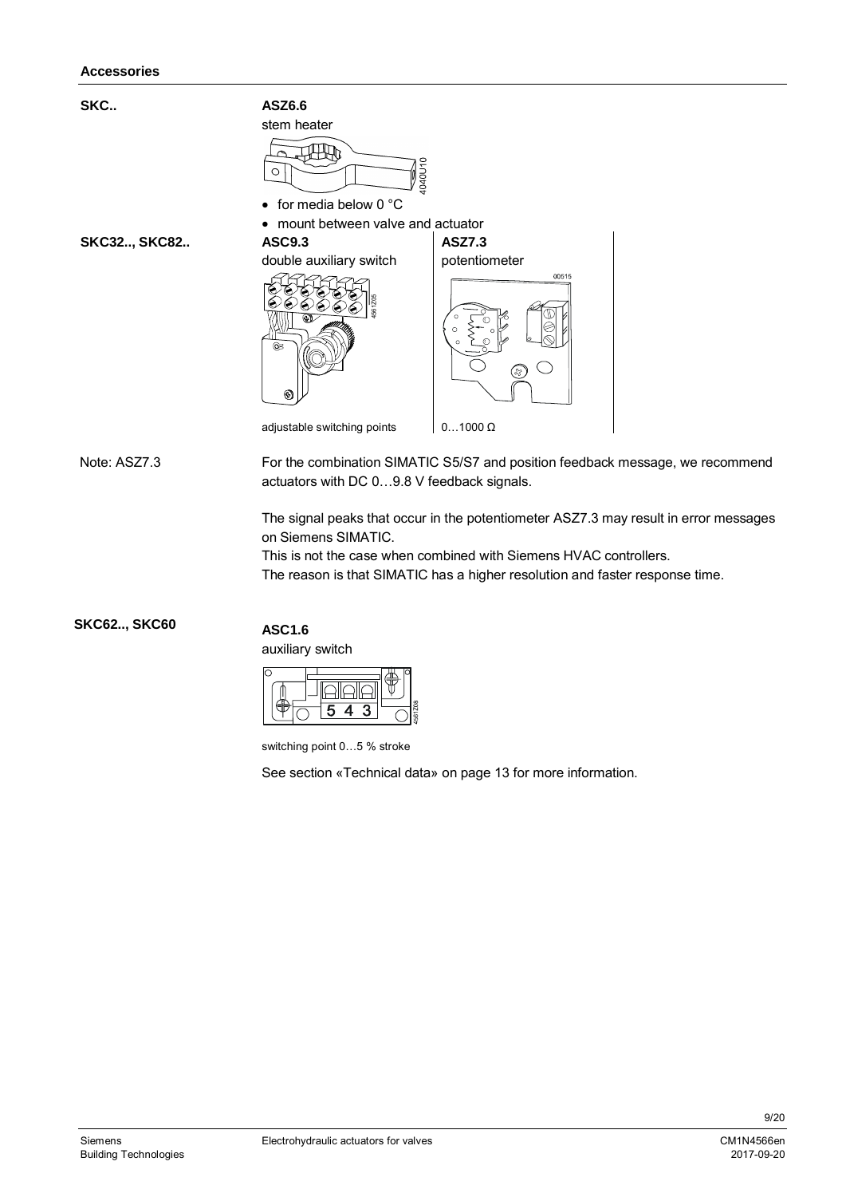## Accessories

**SKC..**

**ASZ6.6**
stem heater

- for media below 0 °C
- mount between valve and actuator

**SKC32.., SKC82..**

| **ASC9.3** | **ASZ7.3** |
|---|---|
| double auxiliary switch | potentiometer |
| adjustable switching points | 0…1000 Ω |

Note: ASZ7.3

For the combination SIMATIC S5/S7 and position feedback message, we recommend actuators with DC 0…9.8 V feedback signals.

The signal peaks that occur in the potentiometer ASZ7.3 may result in error messages on Siemens SIMATIC.
This is not the case when combined with Siemens HVAC controllers.
The reason is that SIMATIC has a higher resolution and faster response time.

**SKC62.., SKC60**

**ASC1.6**
auxiliary switch

switching point 0…5 % stroke

See section «Technical data» on page 13 for more information.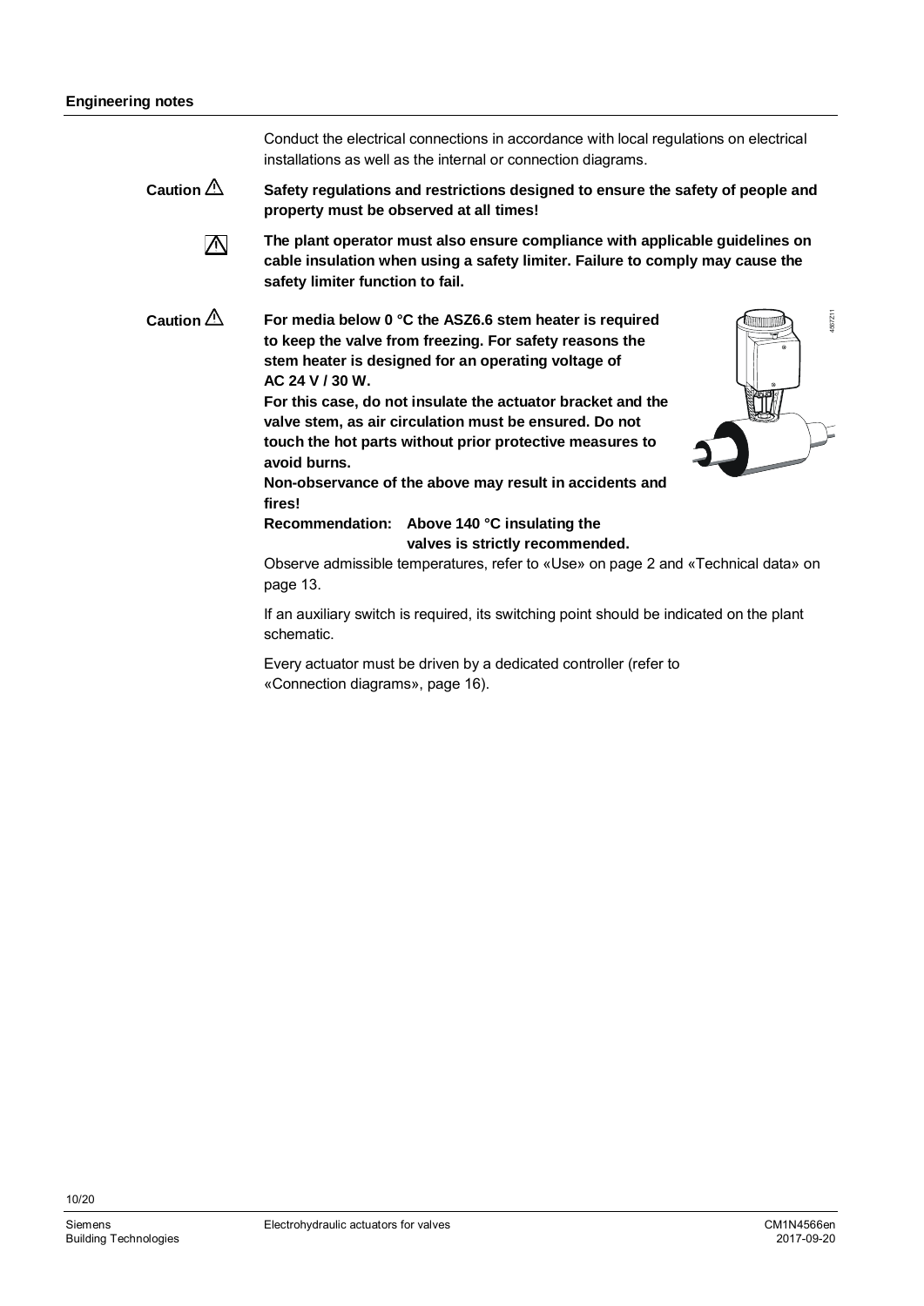## Engineering notes

Conduct the electrical connections in accordance with local regulations on electrical installations as well as the internal or connection diagrams.

Caution ⚠ **Safety regulations and restrictions designed to ensure the safety of people and property must be observed at all times!**

⚠ **The plant operator must also ensure compliance with applicable guidelines on cable insulation when using a safety limiter. Failure to comply may cause the safety limiter function to fail.**

Caution ⚠ **For media below 0 °C the ASZ6.6 stem heater is required to keep the valve from freezing. For safety reasons the stem heater is designed for an operating voltage of AC 24 V / 30 W.**
**For this case, do not insulate the actuator bracket and the valve stem, as air circulation must be ensured. Do not touch the hot parts without prior protective measures to avoid burns.**
**Non-observance of the above may result in accidents and fires!**

**Recommendation: Above 140 °C insulating the valves is strictly recommended.**

Observe admissible temperatures, refer to «Use» on page 2 and «Technical data» on page 13.

If an auxiliary switch is required, its switching point should be indicated on the plant schematic.

Every actuator must be driven by a dedicated controller (refer to «Connection diagrams», page 16).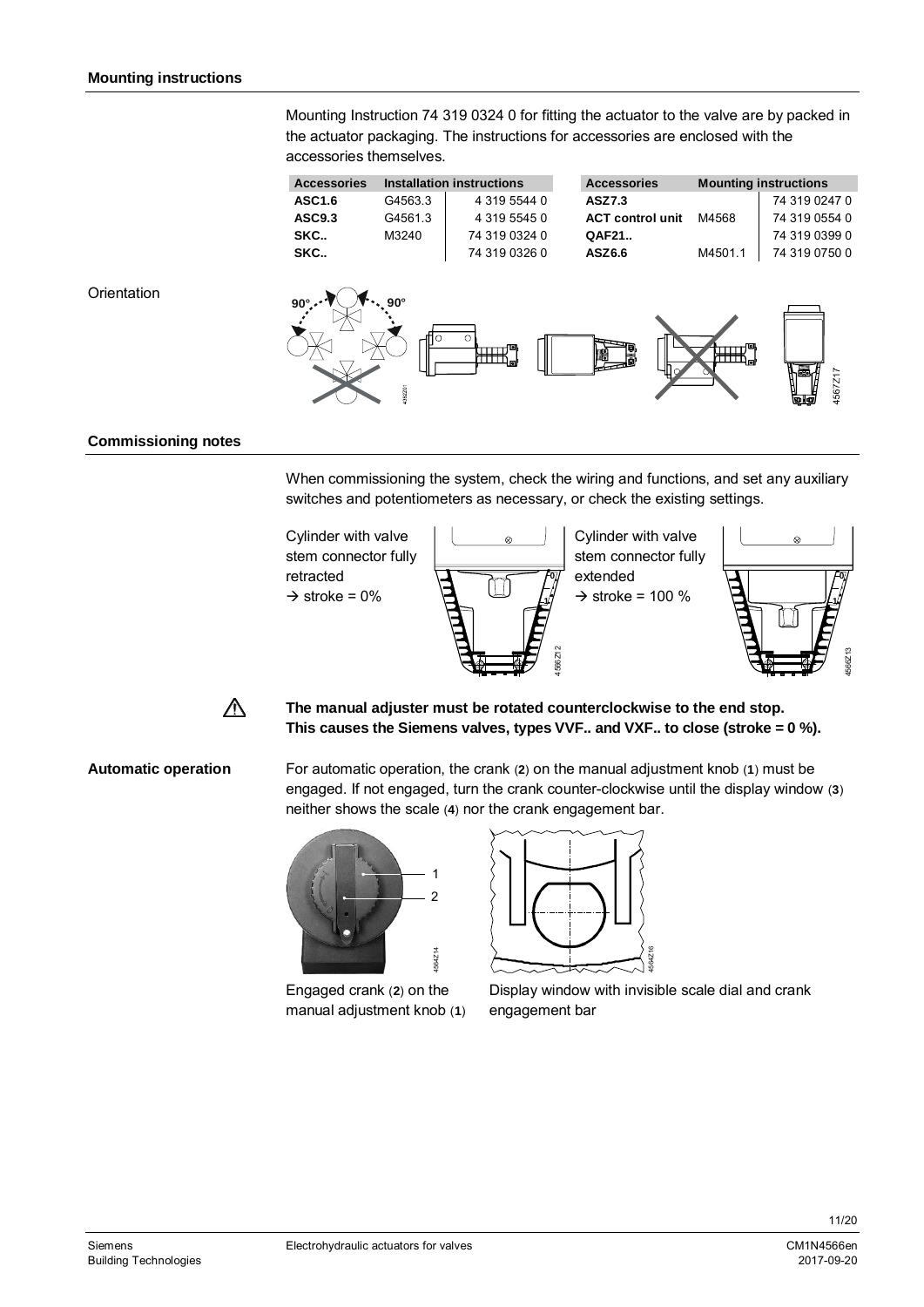## Mounting instructions

Mounting Instruction 74 319 0324 0 for fitting the actuator to the valve are by packed in the actuator packaging. The instructions for accessories are enclosed with the accessories themselves.

| Accessories | Installation instructions | | Accessories | Mounting instructions | |
|---|---|---|---|---|---|
| **ASC1.6** | G4563.3 | 4 319 5544 0 | **ASZ7.3** | | 74 319 0247 0 |
| **ASC9.3** | G4561.3 | 4 319 5545 0 | **ACT control unit** | M4568 | 74 319 0554 0 |
| **SKC..** | M3240 | 74 319 0324 0 | **QAF21..** | | 74 319 0399 0 |
| **SKC..** | | 74 319 0326 0 | **ASZ6.6** | M4501.1 | 74 319 0750 0 |

Orientation

## Commissioning notes

When commissioning the system, check the wiring and functions, and set any auxiliary switches and potentiometers as necessary, or check the existing settings.

Cylinder with valve stem connector fully retracted
→ stroke = 0%

Cylinder with valve stem connector fully extended
→ stroke = 100 %

**The manual adjuster must be rotated counterclockwise to the end stop. This causes the Siemens valves, types VVF.. and VXF.. to close (stroke = 0 %).**

### Automatic operation

For automatic operation, the crank (**2**) on the manual adjustment knob (**1**) must be engaged. If not engaged, turn the crank counter-clockwise until the display window (**3**) neither shows the scale (**4**) nor the crank engagement bar.

Engaged crank (**2**) on the manual adjustment knob (**1**)

Display window with invisible scale dial and crank engagement bar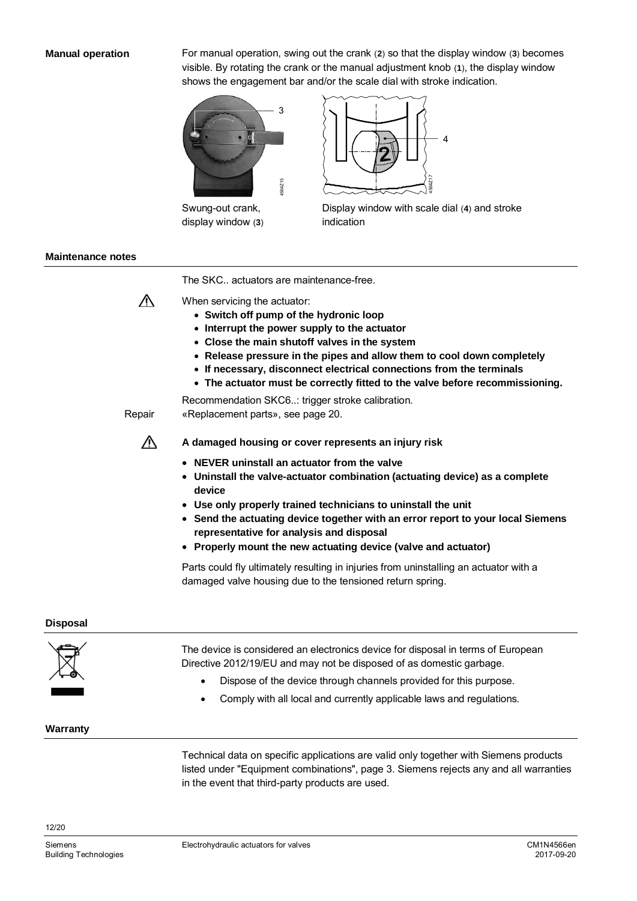## Manual operation

For manual operation, swing out the crank (**2**) so that the display window (**3**) becomes visible. By rotating the crank or the manual adjustment knob (**1**), the display window shows the engagement bar and/or the scale dial with stroke indication.

Swung-out crank, display window (**3**)

Display window with scale dial (**4**) and stroke indication

## Maintenance notes

The SKC.. actuators are maintenance-free.

⚠ When servicing the actuator:

- **Switch off pump of the hydronic loop**
- **Interrupt the power supply to the actuator**
- **Close the main shutoff valves in the system**
- **Release pressure in the pipes and allow them to cool down completely**
- **If necessary, disconnect electrical connections from the terminals**
- **The actuator must be correctly fitted to the valve before recommissioning.**

Recommendation SKC6..: trigger stroke calibration.

Repair

«Replacement parts», see page 20.

⚠ **A damaged housing or cover represents an injury risk**

- **NEVER uninstall an actuator from the valve**
- **Uninstall the valve-actuator combination (actuating device) as a complete device**
- **Use only properly trained technicians to uninstall the unit**
- **Send the actuating device together with an error report to your local Siemens representative for analysis and disposal**
- **Properly mount the new actuating device (valve and actuator)**

Parts could fly ultimately resulting in injuries from uninstalling an actuator with a damaged valve housing due to the tensioned return spring.

## Disposal

The device is considered an electronics device for disposal in terms of European Directive 2012/19/EU and may not be disposed of as domestic garbage.

- Dispose of the device through channels provided for this purpose.
- Comply with all local and currently applicable laws and regulations.

## Warranty

Technical data on specific applications are valid only together with Siemens products listed under "Equipment combinations", page 3. Siemens rejects any and all warranties in the event that third-party products are used.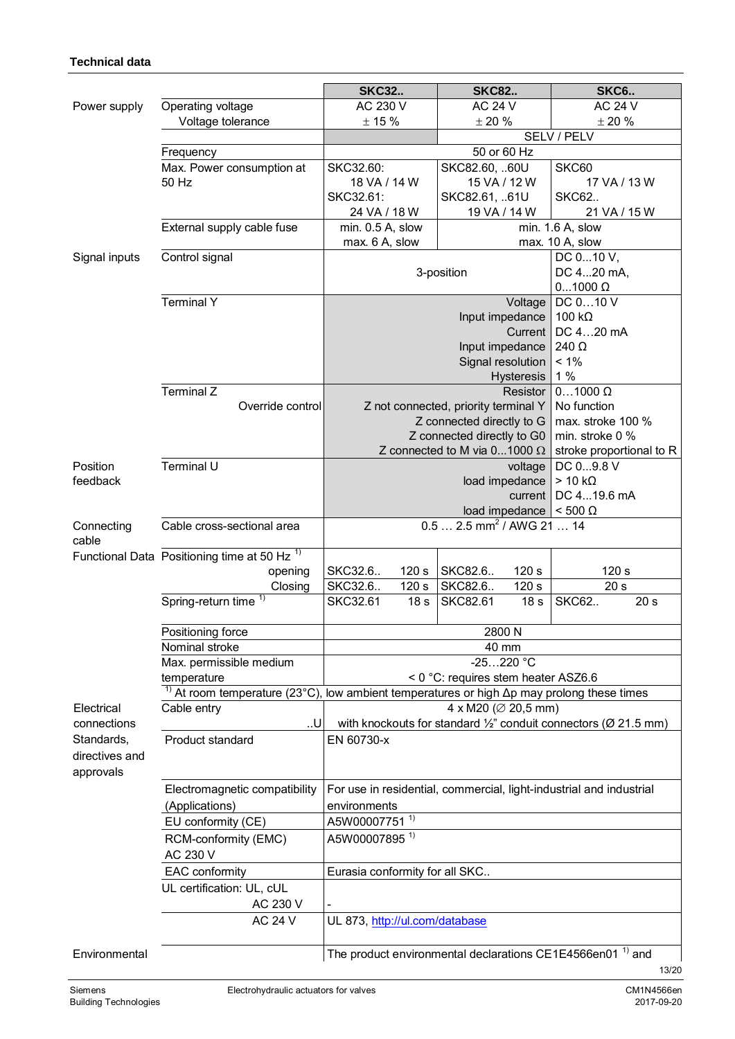**Technical data**

| | | SKC32.. | SKC82.. | SKC6.. |
|---|---|---|---|---|
| Power supply | Operating voltage | AC 230 V | AC 24 V | AC 24 V |
| | Voltage tolerance | ± 15 % | ± 20 % | ± 20 % |
| | | | SELV / PELV | |
| | Frequency | 50 or 60 Hz | | |
| | Max. Power consumption at 50 Hz | SKC32.60: 18 VA / 14 W<br>SKC32.61: 24 VA / 18 W | SKC82.60, ..60U 15 VA / 12 W<br>SKC82.61, ..61U 19 VA / 14 W | SKC60 17 VA / 13 W<br>SKC62.. 21 VA / 15 W |
| | External supply cable fuse | min. 0.5 A, slow<br>max. 6 A, slow | min. 1.6 A, slow<br>max. 10 A, slow | |
| Signal inputs | Control signal | 3-position | | DC 0...10 V,<br>DC 4...20 mA,<br>0...1000 Ω |
| | Terminal Y | Voltage | | DC 0…10 V |
| | | Input impedance | | 100 kΩ |
| | | Current | | DC 4…20 mA |
| | | Input impedance | | 240 Ω |
| | | Signal resolution | | < 1% |
| | | Hysteresis | | 1 % |
| | Terminal Z | Resistor | | 0…1000 Ω |
| | Override control | Z not connected, priority terminal Y | | No function |
| | | Z connected directly to G | | max. stroke 100 % |
| | | Z connected directly to G0 | | min. stroke 0 % |
| | | Z connected to M via 0...1000 Ω | | stroke proportional to R |
| Position feedback | Terminal U | voltage | | DC 0...9.8 V |
| | | load impedance | | > 10 kΩ |
| | | current | | DC 4...19.6 mA |
| | | load impedance | | < 500 Ω |
| Connecting cable | Cable cross-sectional area | 0.5 … 2.5 mm² / AWG 21 … 14 | | |
| Functional Data | Positioning time at 50 Hz [1)] | | | |
| | opening | SKC32.6.. 120 s | SKC82.6.. 120 s | 120 s |
| | Closing | SKC32.6.. 120 s | SKC82.6.. 120 s | 20 s |
| | Spring-return time [1)] | SKC32.61 18 s | SKC82.61 18 s | SKC62.. 20 s |
| | Positioning force | 2800 N | | |
| | Nominal stroke | 40 mm | | |
| | Max. permissible medium temperature | -25…220 °C<br>< 0 °C: requires stem heater ASZ6.6 | | |
| | [1)] At room temperature (23°C), low ambient temperatures or high Δp may prolong these times | | | |
| Electrical connections | Cable entry | 4 x M20 (∅ 20,5 mm) | | |
| | ..U | with knockouts for standard ½" conduit connectors (Ø 21.5 mm) | | |
| Standards, directives and approvals | Product standard | EN 60730-x | | |
| | Electromagnetic compatibility (Applications) | For use in residential, commercial, light-industrial and industrial environments | | |
| | EU conformity (CE) | A5W00007751 [1)] | | |
| | RCM-conformity (EMC) AC 230 V | A5W00007895 [1)] | | |
| | EAC conformity | Eurasia conformity for all SKC.. | | |
| | UL certification: UL, cUL AC 230 V | - | | |
| | AC 24 V | UL 873, http://ul.com/database | | |
| Environmental | | The product environmental declarations CE1E4566en01 [1)] and | | |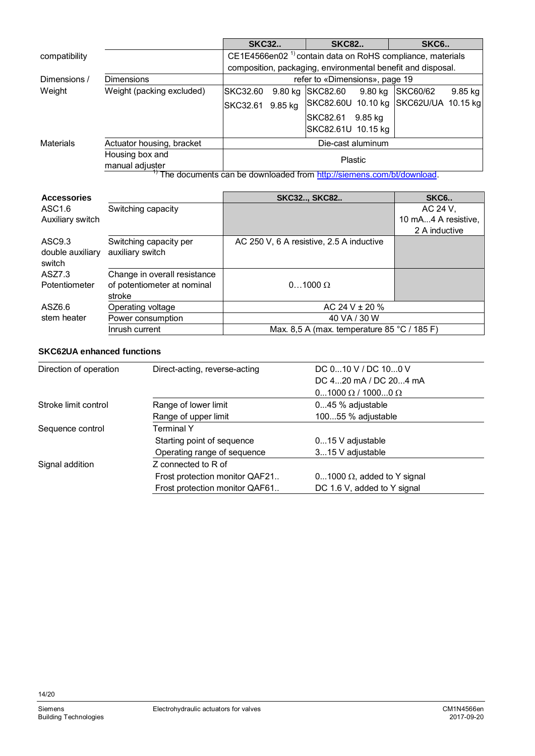| | | SKC32.. | SKC82.. | SKC6.. |
|---|---|---|---|---|
| compatibility | | CE1E4566en02 [1] contain data on RoHS compliance, materials composition, packaging, environmental benefit and disposal. | | |
| Dimensions / Weight | Dimensions | refer to «Dimensions», page 19 | | |
| | Weight (packing excluded) | SKC32.60 9.80 kg<br>SKC32.61 9.85 kg | SKC82.60 9.80 kg<br>SKC82.60U 10.10 kg<br>SKC82.61 9.85 kg<br>SKC82.61U 10.15 kg | SKC60/62 9.85 kg<br>SKC62U/UA 10.15 kg |
| Materials | Actuator housing, bracket | Die-cast aluminum | | |
| | Housing box and manual adjuster | Plastic | | |

[1] The documents can be downloaded from http://siemens.com/bt/download.

| **Accessories** | | SKC32.., SKC82.. | SKC6.. |
|---|---|---|---|
| ASC1.6 Auxiliary switch | Switching capacity | | AC 24 V, 10 mA...4 A resistive, 2 A inductive |
| ASC9.3 double auxiliary switch | Switching capacity per auxiliary switch | AC 250 V, 6 A resistive, 2.5 A inductive | |
| ASZ7.3 Potentiometer | Change in overall resistance of potentiometer at nominal stroke | 0…1000 Ω | |
| ASZ6.6 stem heater | Operating voltage | AC 24 V ± 20 % | |
| | Power consumption | 40 VA / 30 W | |
| | Inrush current | Max. 8,5 A (max. temperature 85 °C / 185 F) | |

### SKC62UA enhanced functions

| | | |
|---|---|---|
| Direction of operation | Direct-acting, reverse-acting | DC 0...10 V / DC 10...0 V<br>DC 4...20 mA / DC 20...4 mA<br>0...1000 Ω / 1000...0 Ω |
| Stroke limit control | Range of lower limit | 0...45 % adjustable |
| | Range of upper limit | 100...55 % adjustable |
| Sequence control | Terminal Y | |
| | Starting point of sequence | 0...15 V adjustable |
| | Operating range of sequence | 3...15 V adjustable |
| Signal addition | Z connected to R of | |
| | Frost protection monitor QAF21.. | 0...1000 Ω, added to Y signal |
| | Frost protection monitor QAF61.. | DC 1.6 V, added to Y signal |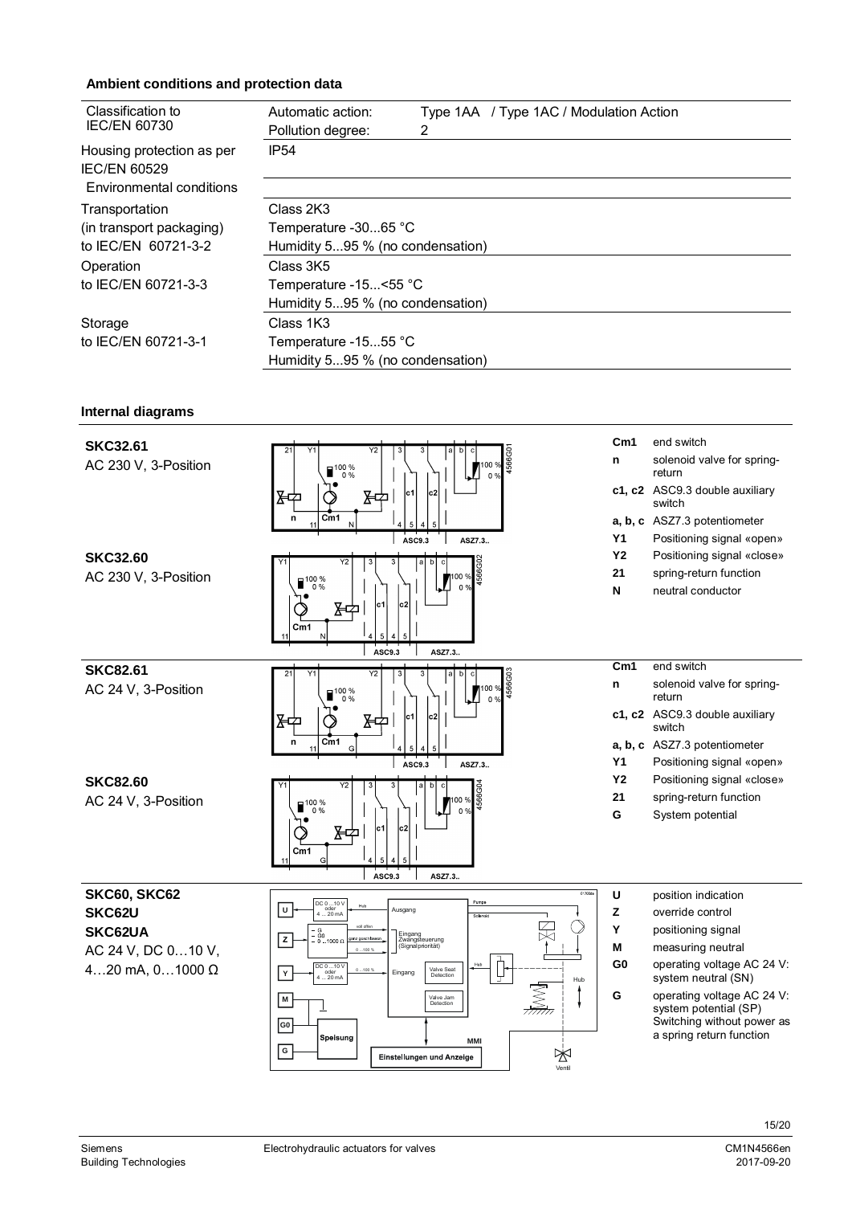## Ambient conditions and protection data

| | | |
|---|---|---|
| Classification to IEC/EN 60730 | Automatic action:<br>Pollution degree: | Type 1AA / Type 1AC / Modulation Action<br>2 |
| Housing protection as per IEC/EN 60529 | IP54 | |
| Environmental conditions | | |
| Transportation (in transport packaging) to IEC/EN 60721-3-2 | Class 2K3<br>Temperature -30...65 °C<br>Humidity 5...95 % (no condensation) | |
| Operation to IEC/EN 60721-3-3 | Class 3K5<br>Temperature -15...<55 °C<br>Humidity 5...95 % (no condensation) | |
| Storage to IEC/EN 60721-3-1 | Class 1K3<br>Temperature -15...55 °C<br>Humidity 5...95 % (no condensation) | |

## Internal diagrams

**SKC32.61**
AC 230 V, 3-Position

**SKC32.60**
AC 230 V, 3-Position

| | |
|---|---|
| **Cm1** | end switch |
| **n** | solenoid valve for spring-return |
| **c1, c2** | ASC9.3 double auxiliary switch |
| **a, b, c** | ASZ7.3 potentiometer |
| **Y1** | Positioning signal «open» |
| **Y2** | Positioning signal «close» |
| **21** | spring-return function |
| **N** | neutral conductor |

**SKC82.61**
AC 24 V, 3-Position

**SKC82.60**
AC 24 V, 3-Position

| | |
|---|---|
| **Cm1** | end switch |
| **n** | solenoid valve for spring-return |
| **c1, c2** | ASC9.3 double auxiliary switch |
| **a, b, c** | ASZ7.3 potentiometer |
| **Y1** | Positioning signal «open» |
| **Y2** | Positioning signal «close» |
| **21** | spring-return function |
| **G** | System potential |

**SKC60, SKC62**
**SKC62U**
**SKC62UA**
AC 24 V, DC 0…10 V, 4…20 mA, 0…1000 Ω

| | |
|---|---|
| **U** | position indication |
| **Z** | override control |
| **Y** | positioning signal |
| **M** | measuring neutral |
| **G0** | operating voltage AC 24 V: system neutral (SN) |
| **G** | operating voltage AC 24 V: system potential (SP)<br>Switching without power as a spring return function |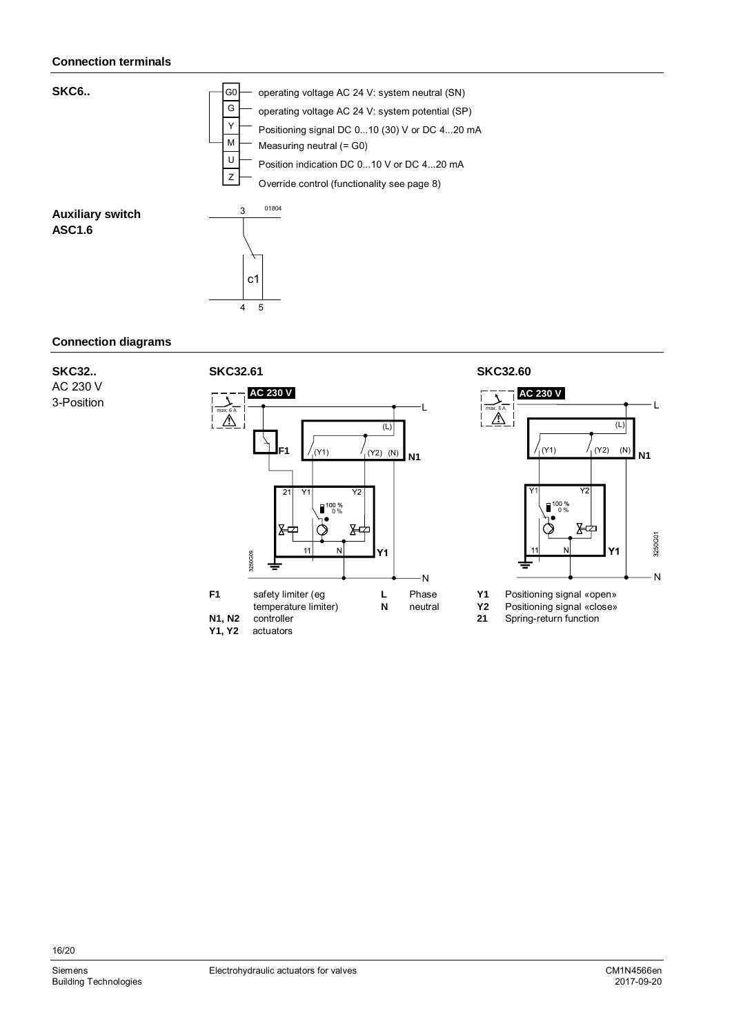## Connection terminals

**SKC6..**

| Terminal | Description |
|---|---|
| G0 | operating voltage AC 24 V: system neutral (SN) |
| G | operating voltage AC 24 V: system potential (SP) |
| Y | Positioning signal DC 0...10 (30) V or DC 4...20 mA |
| M | Measuring neutral (= G0) |
| U | Position indication DC 0...10 V or DC 4...20 mA |
| Z | Override control (functionality see page 8) |

**Auxiliary switch ASC1.6**

3, c1, 4, 5

## Connection diagrams

**SKC32..**
AC 230 V
3-Position

**SKC32.61**

**SKC32.60**

| | | | |
|---|---|---|---|
| **F1** | safety limiter (eg temperature limiter) | **L** | Phase |
| **N1, N2** | controller | **N** | neutral |
| **Y1, Y2** | actuators | | |

| | |
|---|---|
| **Y1** | Positioning signal «open» |
| **Y2** | Positioning signal «close» |
| **21** | Spring-return function |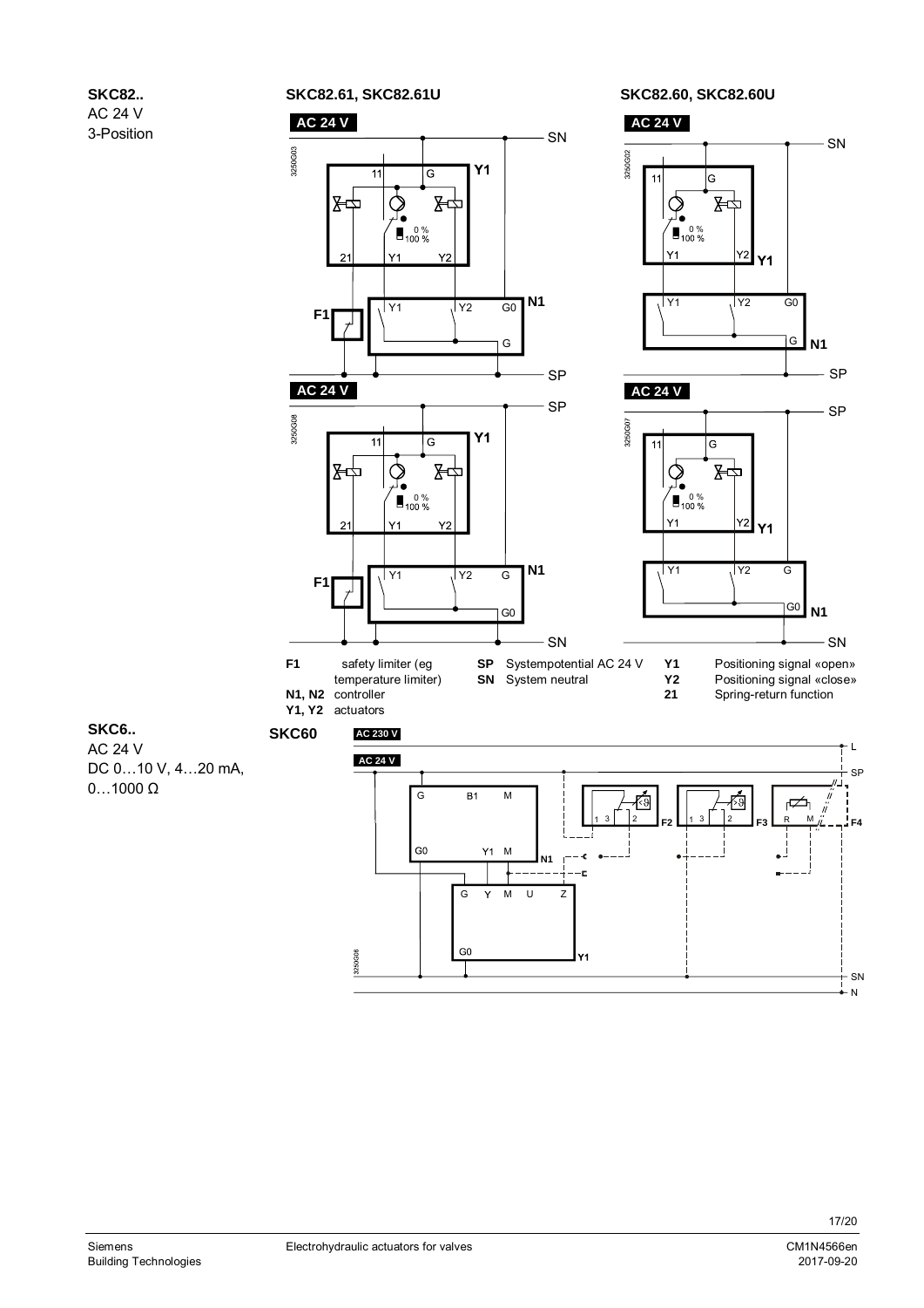**SKC82..**
AC 24 V
3-Position

**SKC82.61, SKC82.61U**

**SKC82.60, SKC82.60U**

| | | | | | |
|---|---|---|---|---|---|
| **F1** | safety limiter (eg temperature limiter) | **SP** | Systempotential AC 24 V | **Y1** | Positioning signal «open» |
| **N1, N2** | controller | **SN** | System neutral | **Y2** | Positioning signal «close» |
| **Y1, Y2** | actuators | | | **21** | Spring-return function |

**SKC6..**
AC 24 V
DC 0…10 V, 4…20 mA,
0…1000 Ω

**SKC60**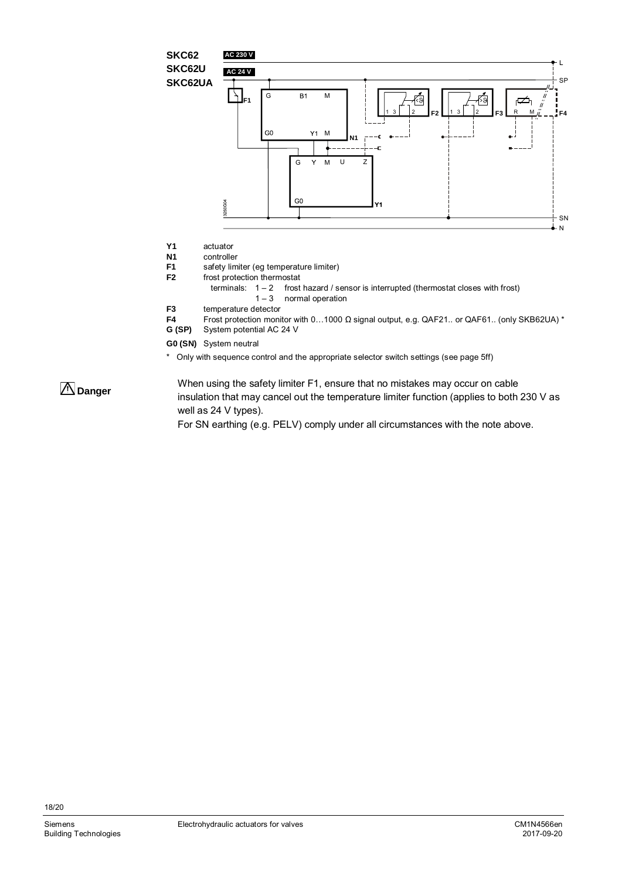**SKC62** AC 230 V
**SKC62U** AC 24 V
**SKC62UA**

**Y1** actuator
**N1** controller
**F1** safety limiter (eg temperature limiter)
**F2** frost protection thermostat
terminals: 1 – 2 frost hazard / sensor is interrupted (thermostat closes with frost)
1 – 3 normal operation
**F3** temperature detector
**F4** Frost protection monitor with 0…1000 Ω signal output, e.g. QAF21.. or QAF61.. (only SKB62UA) *
**G (SP)** System potential AC 24 V
**G0 (SN)** System neutral

\* Only with sequence control and the appropriate selector switch settings (see page 5ff)

**⚠ Danger**

When using the safety limiter F1, ensure that no mistakes may occur on cable insulation that may cancel out the temperature limiter function (applies to both 230 V as well as 24 V types).
For SN earthing (e.g. PELV) comply under all circumstances with the note above.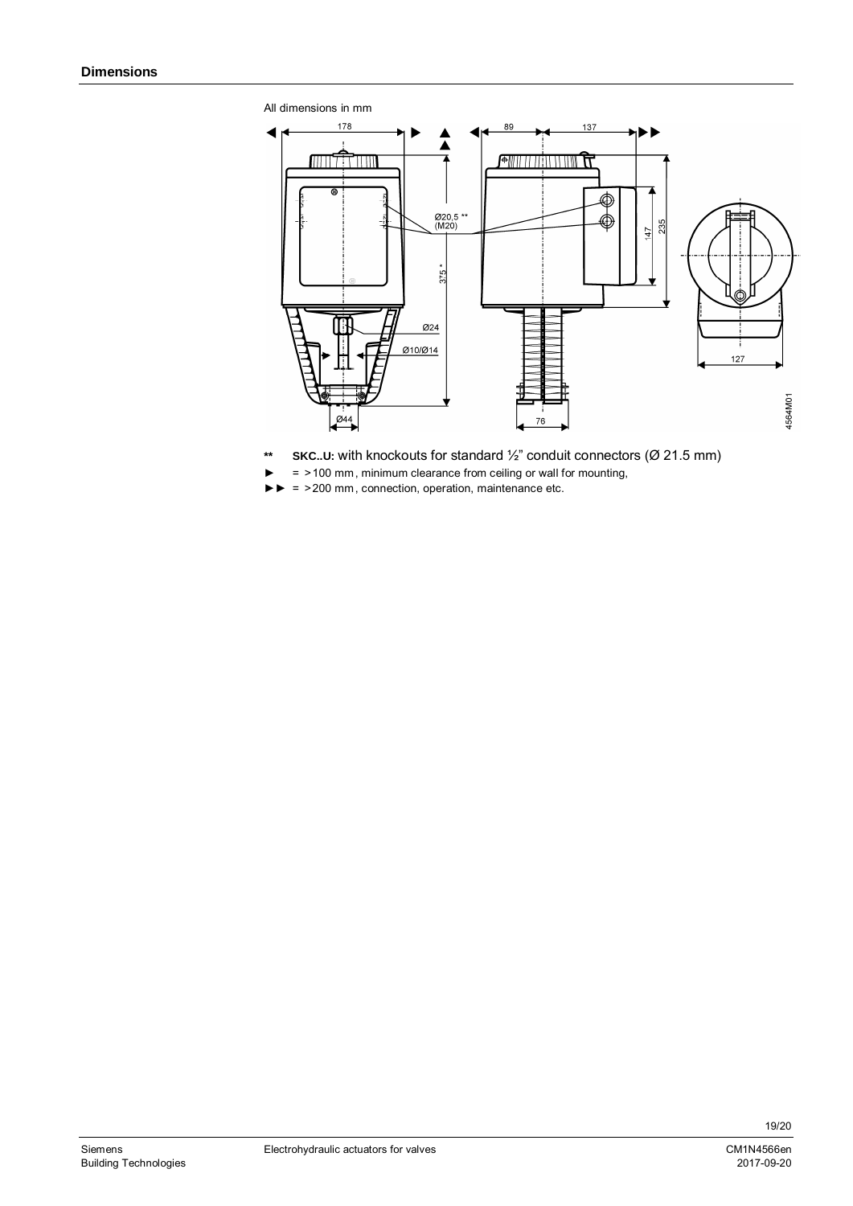## Dimensions

All dimensions in mm

\*\* **SKC..U:** with knockouts for standard ½" conduit connectors (Ø 21.5 mm)

► = >100 mm, minimum clearance from ceiling or wall for mounting,

►► = >200 mm, connection, operation, maintenance etc.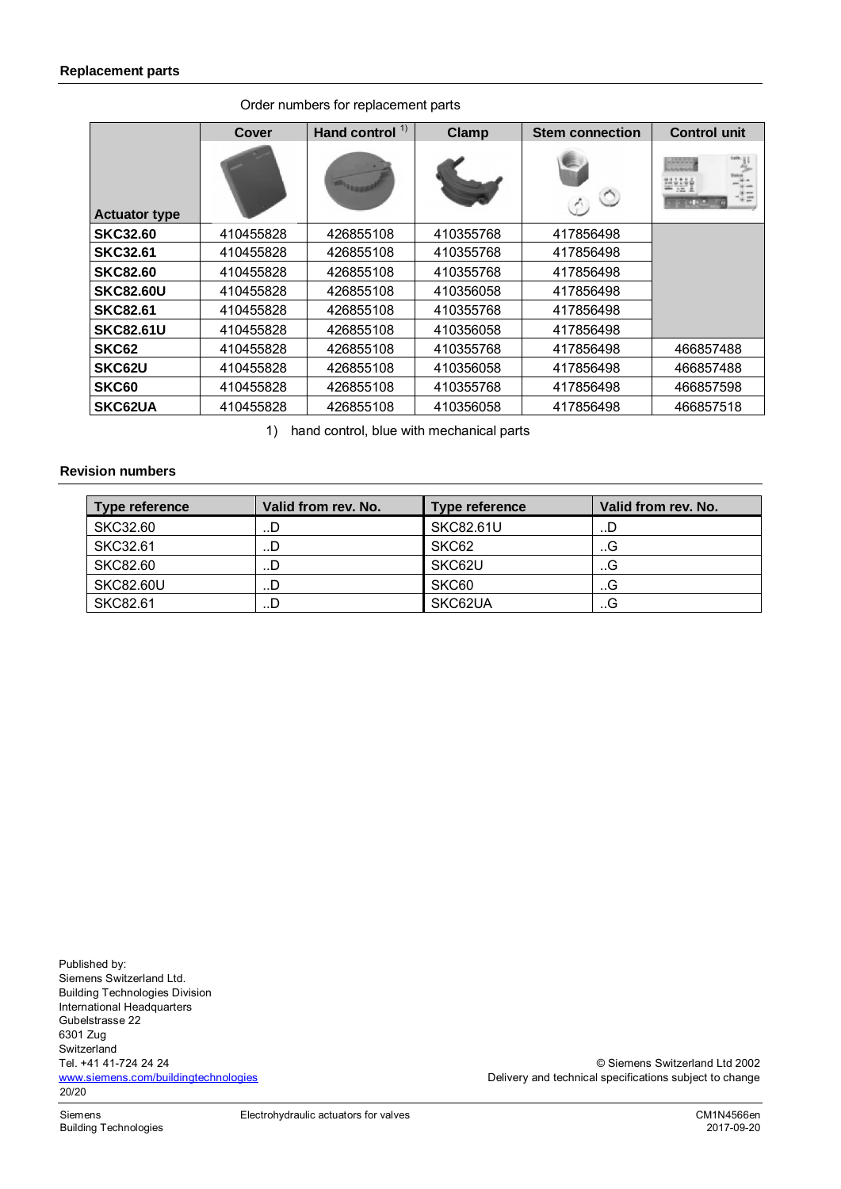## Replacement parts

Order numbers for replacement parts

| Actuator type | Cover | Hand control [1] | Clamp | Stem connection | Control unit |
|---|---|---|---|---|---|
| **SKC32.60** | 410455828 | 426855108 | 410355768 | 417856498 | |
| **SKC32.61** | 410455828 | 426855108 | 410355768 | 417856498 | |
| **SKC82.60** | 410455828 | 426855108 | 410355768 | 417856498 | |
| **SKC82.60U** | 410455828 | 426855108 | 410356058 | 417856498 | |
| **SKC82.61** | 410455828 | 426855108 | 410355768 | 417856498 | |
| **SKC82.61U** | 410455828 | 426855108 | 410356058 | 417856498 | |
| **SKC62** | 410455828 | 426855108 | 410355768 | 417856498 | 466857488 |
| **SKC62U** | 410455828 | 426855108 | 410356058 | 417856498 | 466857488 |
| **SKC60** | 410455828 | 426855108 | 410355768 | 417856498 | 466857598 |
| **SKC62UA** | 410455828 | 426855108 | 410356058 | 417856498 | 466857518 |

1) hand control, blue with mechanical parts

## Revision numbers

| Type reference | Valid from rev. No. | Type reference | Valid from rev. No. |
|---|---|---|---|
| SKC32.60 | ..D | SKC82.61U | ..D |
| SKC32.61 | ..D | SKC62 | ..G |
| SKC82.60 | ..D | SKC62U | ..G |
| SKC82.60U | ..D | SKC60 | ..G |
| SKC82.61 | ..D | SKC62UA | ..G |

Published by:
Siemens Switzerland Ltd.
Building Technologies Division
International Headquarters
Gubelstrasse 22
6301 Zug
Switzerland
Tel. +41 41-724 24 24
www.siemens.com/buildingtechnologies

© Siemens Switzerland Ltd 2002
Delivery and technical specifications subject to change